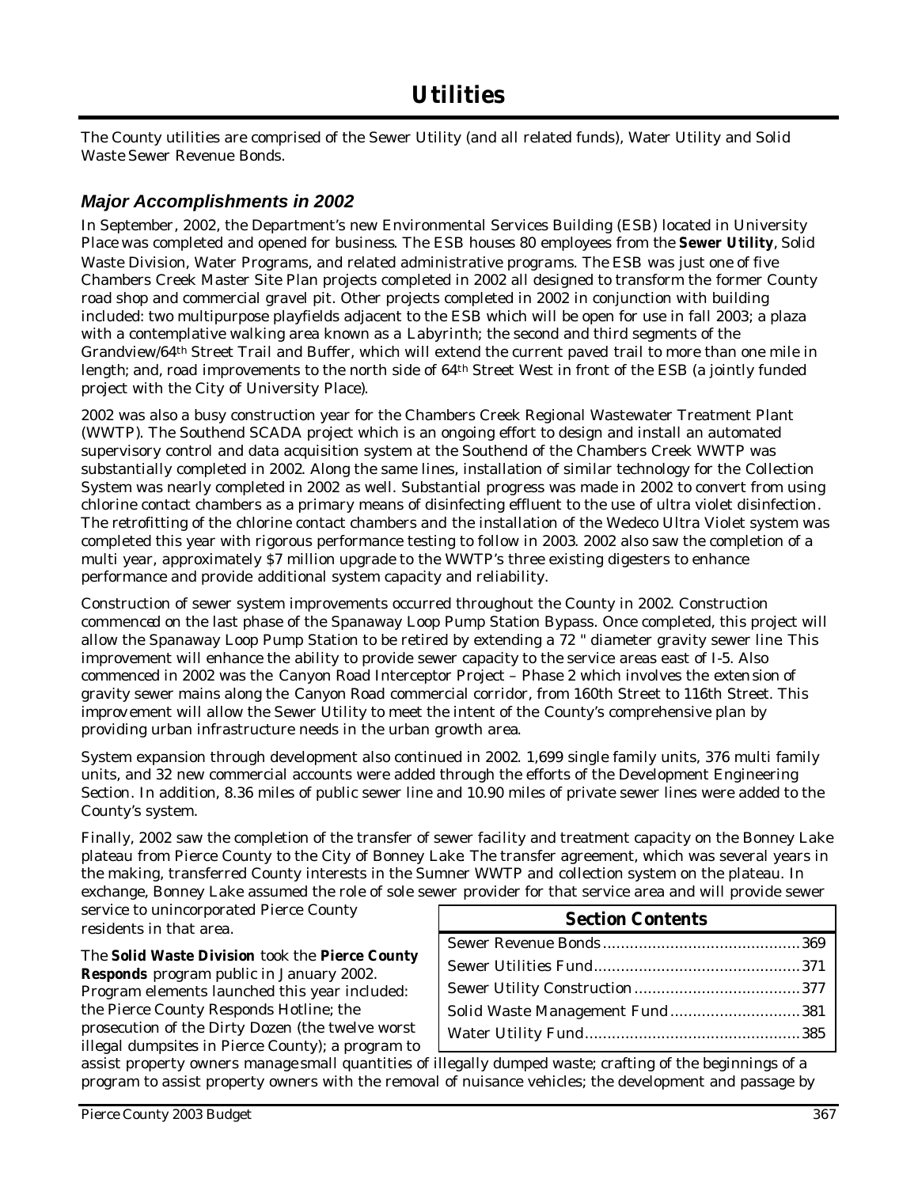# Utilities

The County utilities are comprised of the Sewer Utility (and all related funds), Water Utility and Solid Waste Sewer Revenue Bonds.

## *Major Accomplishments in 2002*

In September, 2002, the Department's new Environmental Services Building (ESB) located in University Place was completed and opened for business. The ESB houses 80 employees from the **Sewer Utility**, Solid Waste Division, Water Programs, and related administrative programs. The ESB was just one of five Chambers Creek Master Site Plan projects completed in 2002 all designed to transform the former County road shop and commercial gravel pit. Other projects completed in 2002 in conjunction with building included: two multipurpose playfields adjacent to the ESB which will be open for use in fall 2003; a plaza with a contemplative walking area known as a Labyrinth; the second and third segments of the Grandview/64th Street Trail and Buffer, which will extend the current paved trail to more than one mile in length; and, road improvements to the north side of 64th Street West in front of the ESB (a jointly funded project with the City of University Place).

2002 was also a busy construction year for the Chambers Creek Regional Wastewater Treatment Plant (WWTP). The Southend SCADA project which is an ongoing effort to design and install an automated supervisory control and data acquisition system at the Southend of the Chambers Creek WWTP was substantially completed in 2002. Along the same lines, installation of similar technology for the Collection System was nearly completed in 2002 as well. Substantial progress was made in 2002 to convert from using chlorine contact chambers as a primary means of disinfecting effluent to the use of ultra violet disinfection. The retrofitting of the chlorine contact chambers and the installation of the Wedeco Ultra Violet system was completed this year with rigorous performance testing to follow in 2003. 2002 also saw the completion of a multi year, approximately $7 million upgrade to the WWTP's three existing digesters to enhance performance and provide additional system capacity and reliability.

Construction of sewer system improvements occurred throughout the County in 2002. Construction commenced on the last phase of the Spanaway Loop Pump Station Bypass. Once completed, this project will allow the Spanaway Loop Pump Station to be retired by extending a 72 " diameter gravity sewer line This improvement will enhance the ability to provide sewer capacity to the service areas east of I-5. Also commenced in 2002 was the Canyon Road Interceptor Project – Phase 2 which involves the extension of gravity sewer mains along the Canyon Road commercial corridor, from 160th Street to 116th Street. This improvement will allow the Sewer Utility to meet the intent of the County's comprehensive plan by providing urban infrastructure needs in the urban growth area.

System expansion through development also continued in 2002. 1,699 single family units, 376 multi family units, and 32 new commercial accounts were added through the efforts of the Development Engineering Section. In addition, 8.36 miles of public sewer line and 10.90 miles of private sewer lines were added to the County's system.

Finally, 2002 saw the completion of the transfer of sewer facility and treatment capacity on the Bonney Lake plateau from Pierce County to the City of Bonney Lake The transfer agreement, which was several years in the making, transferred County interests in the Sumner WWTP and collection system on the plateau. In exchange, Bonney Lake assumed the role of sole sewer provider for that service area and will provide sewer service to unincorporated Pierce County residents in that area.

The **Solid Waste Division** took the **Pierce County Responds** program public in January 2002. Program elements launched this year included: the Pierce County Responds Hotline; the prosecution of the Dirty Dozen (the twelve worst illegal dumpsites in Pierce County); a program to assist property owners manage small quantities of illegally dumped waste; crafting of the beginnings of a program to assist property owners with the removal of nuisance vehicles; the development and passage by

| Section Contents | |
|---|---|
| Sewer Revenue Bonds | 369 |
| Sewer Utilities Fund | 371 |
| Sewer Utility Construction | 377 |
| Solid Waste Management Fund | 381 |
| Water Utility Fund | 385 |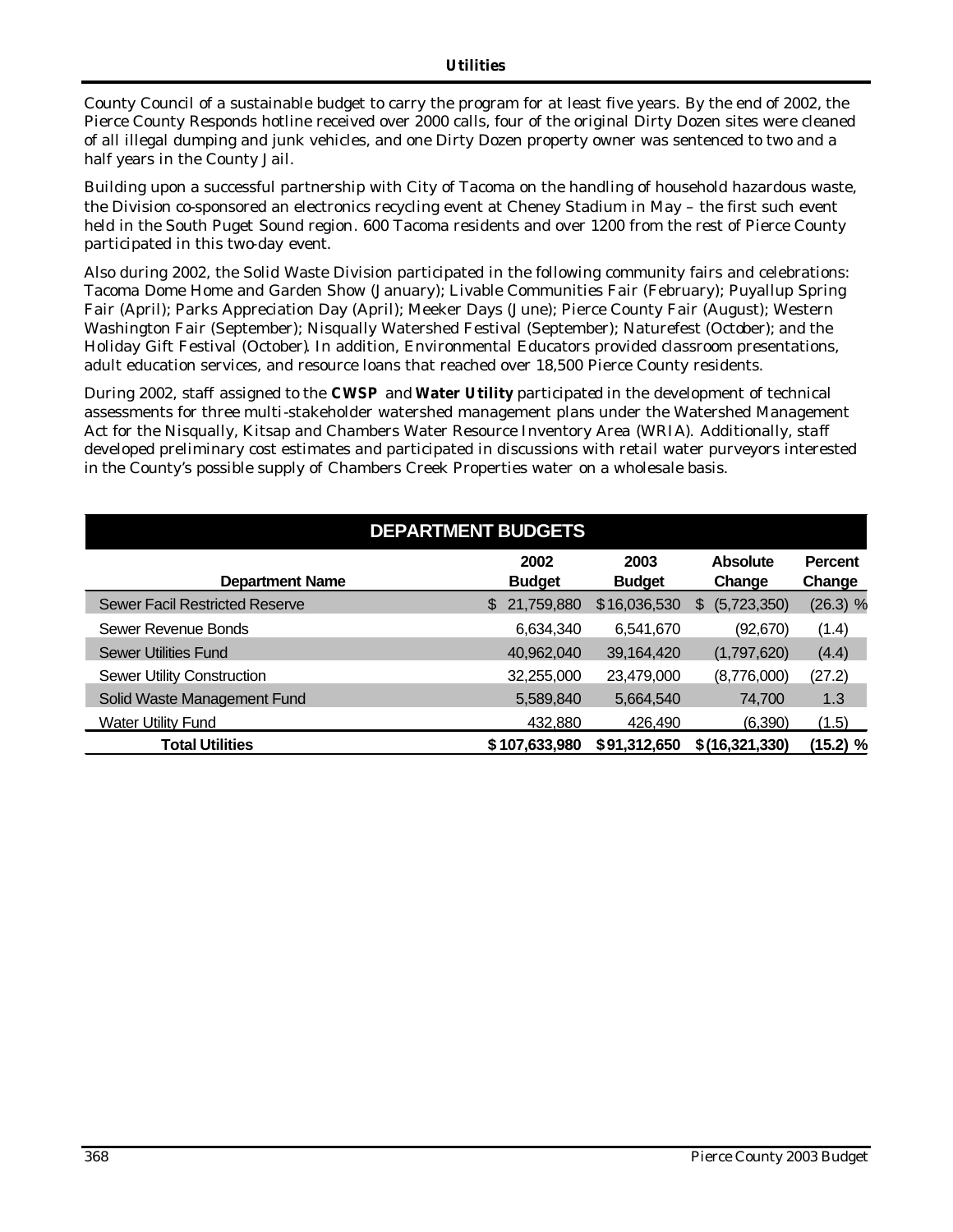County Council of a sustainable budget to carry the program for at least five years. By the end of 2002, the Pierce County Responds hotline received over 2000 calls, four of the original Dirty Dozen sites were cleaned of all illegal dumping and junk vehicles, and one Dirty Dozen property owner was sentenced to two and a half years in the County Jail.

Building upon a successful partnership with City of Tacoma on the handling of household hazardous waste, the Division co-sponsored an electronics recycling event at Cheney Stadium in May – the first such event held in the South Puget Sound region. 600 Tacoma residents and over 1200 from the rest of Pierce County participated in this two-day event.

Also during 2002, the Solid Waste Division participated in the following community fairs and celebrations: Tacoma Dome Home and Garden Show (January); Livable Communities Fair (February); Puyallup Spring Fair (April); Parks Appreciation Day (April); Meeker Days (June); Pierce County Fair (August); Western Washington Fair (September); Nisqually Watershed Festival (September); Naturefest (October); and the Holiday Gift Festival (October). In addition, Environmental Educators provided classroom presentations, adult education services, and resource loans that reached over 18,500 Pierce County residents.

During 2002, staff assigned to the **CWSP** and **Water Utility** participated in the development of technical assessments for three multi-stakeholder watershed management plans under the Watershed Management Act for the Nisqually, Kitsap and Chambers Water Resource Inventory Area (WRIA). Additionally, staff developed preliminary cost estimates and participated in discussions with retail water purveyors interested in the County's possible supply of Chambers Creek Properties water on a wholesale basis.

## DEPARTMENT BUDGETS

| Department Name | 2002 Budget | 2003 Budget | Absolute Change | Percent Change |
|---|---|---|---|---|
| Sewer Facil Restricted Reserve | $ 21,759,880 | $16,036,530 | $ (5,723,350) | (26.3) % |
| Sewer Revenue Bonds | 6,634,340 | 6,541,670 | (92,670) | (1.4) |
| Sewer Utilities Fund | 40,962,040 | 39,164,420 | (1,797,620) | (4.4) |
| Sewer Utility Construction | 32,255,000 | 23,479,000 | (8,776,000) | (27.2) |
| Solid Waste Management Fund | 5,589,840 | 5,664,540 | 74,700 | 1.3 |
| Water Utility Fund | 432,880 | 426,490 | (6,390) | (1.5) |
| **Total Utilities** | **$ 107,633,980** | **$91,312,650** | **$ (16,321,330)** | **(15.2) %** |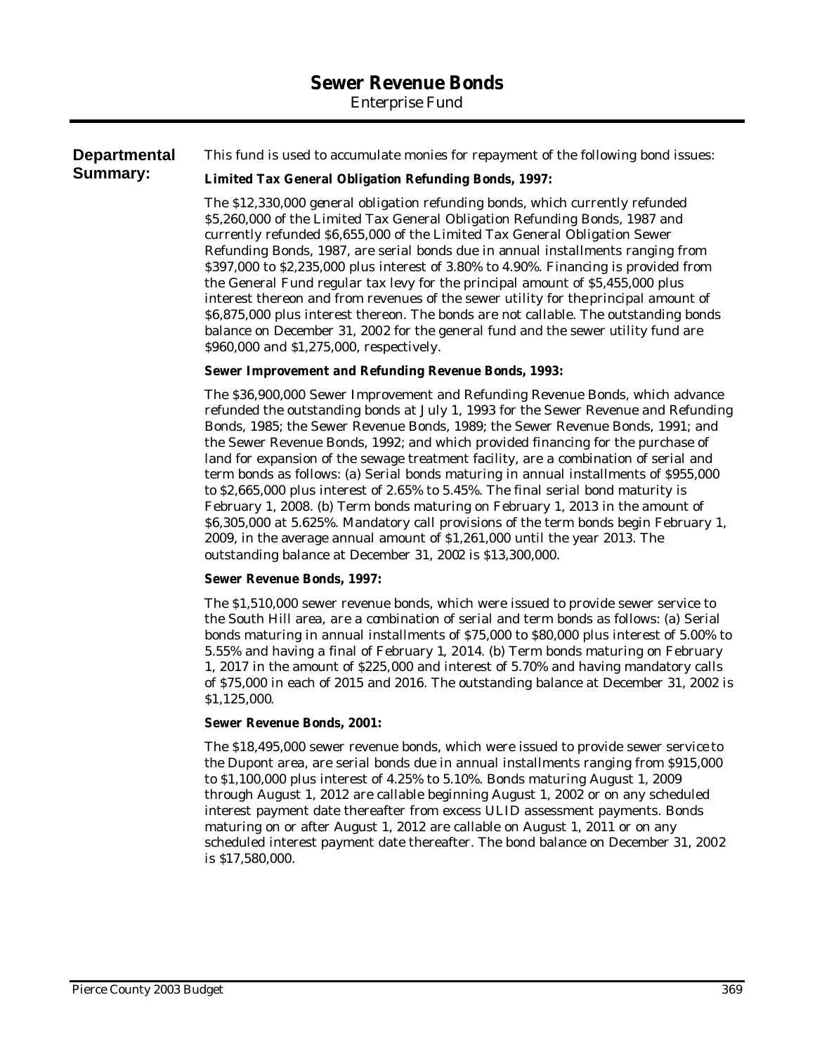# Sewer Revenue Bonds

Enterprise Fund

**Departmental Summary:**

This fund is used to accumulate monies for repayment of the following bond issues:

***Limited Tax General Obligation Refunding Bonds, 1997:***

The $12,330,000 general obligation refunding bonds, which currently refunded $5,260,000 of the Limited Tax General Obligation Refunding Bonds, 1987 and currently refunded $6,655,000 of the Limited Tax General Obligation Sewer Refunding Bonds, 1987, are serial bonds due in annual installments ranging from $397,000 to $2,235,000 plus interest of 3.80% to 4.90%. Financing is provided from the General Fund regular tax levy for the principal amount of $5,455,000 plus interest thereon and from revenues of the sewer utility for the principal amount of $6,875,000 plus interest thereon. The bonds are not callable. The outstanding bonds balance on December 31, 2002 for the general fund and the sewer utility fund are $960,000 and $1,275,000, respectively.

***Sewer Improvement and Refunding Revenue Bonds, 1993:***

The $36,900,000 Sewer Improvement and Refunding Revenue Bonds, which advance refunded the outstanding bonds at July 1, 1993 for the Sewer Revenue and Refunding Bonds, 1985; the Sewer Revenue Bonds, 1989; the Sewer Revenue Bonds, 1991; and the Sewer Revenue Bonds, 1992; and which provided financing for the purchase of land for expansion of the sewage treatment facility, are a combination of serial and term bonds as follows: (a) Serial bonds maturing in annual installments of $955,000 to $2,665,000 plus interest of 2.65% to 5.45%. The final serial bond maturity is February 1, 2008. (b) Term bonds maturing on February 1, 2013 in the amount of $6,305,000 at 5.625%. Mandatory call provisions of the term bonds begin February 1, 2009, in the average annual amount of $1,261,000 until the year 2013. The outstanding balance at December 31, 2002 is $13,300,000.

***Sewer Revenue Bonds, 1997:***

The $1,510,000 sewer revenue bonds, which were issued to provide sewer service to the South Hill area, are a combination of serial and term bonds as follows: (a) Serial bonds maturing in annual installments of $75,000 to $80,000 plus interest of 5.00% to 5.55% and having a final of February 1, 2014. (b) Term bonds maturing on February 1, 2017 in the amount of $225,000 and interest of 5.70% and having mandatory calls of $75,000 in each of 2015 and 2016. The outstanding balance at December 31, 2002 is $1,125,000.

***Sewer Revenue Bonds, 2001:***

The $18,495,000 sewer revenue bonds, which were issued to provide sewer service to the Dupont area, are serial bonds due in annual installments ranging from $915,000 to $1,100,000 plus interest of 4.25% to 5.10%. Bonds maturing August 1, 2009 through August 1, 2012 are callable beginning August 1, 2002 or on any scheduled interest payment date thereafter from excess ULID assessment payments. Bonds maturing on or after August 1, 2012 are callable on August 1, 2011 or on any scheduled interest payment date thereafter. The bond balance on December 31, 2002 is $17,580,000.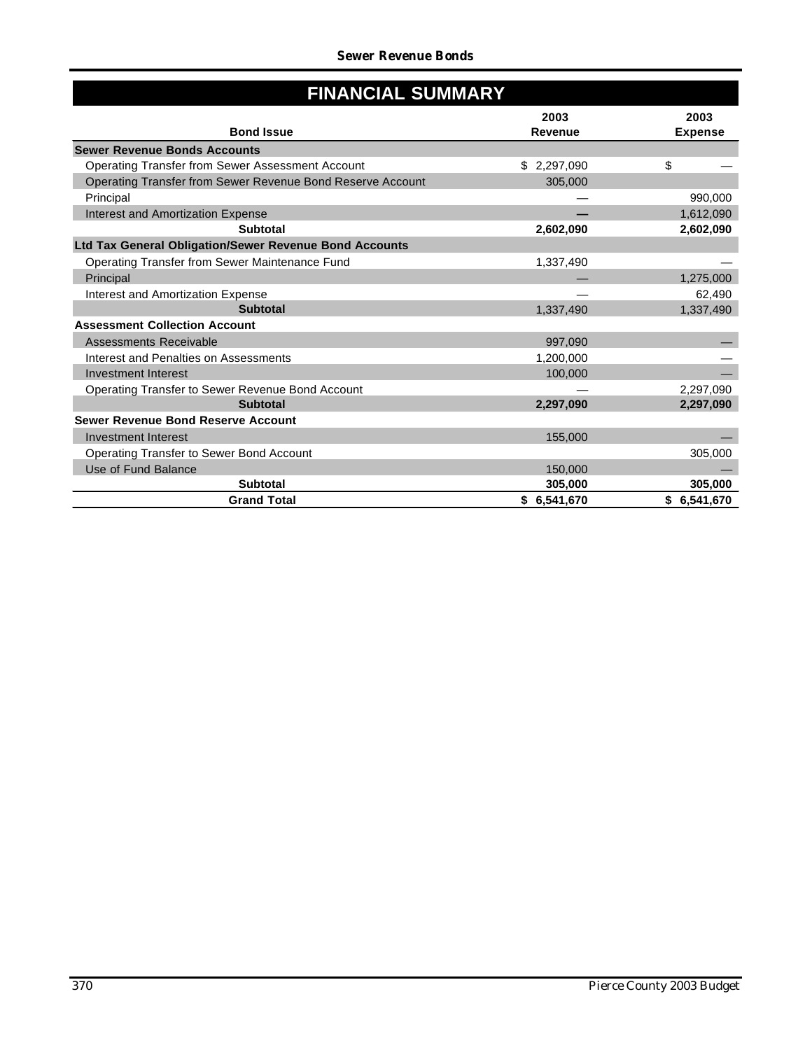## Sewer Revenue Bonds

# FINANCIAL SUMMARY

| Bond Issue | 2003 Revenue | 2003 Expense |
|---|---|---|
| **Sewer Revenue Bonds Accounts** | | |
| Operating Transfer from Sewer Assessment Account | $ 2,297,090 | $ — |
| Operating Transfer from Sewer Revenue Bond Reserve Account | 305,000 | |
| Principal | — | 990,000 |
| Interest and Amortization Expense | — | 1,612,090 |
| **Subtotal** | **2,602,090** | **2,602,090** |
| **Ltd Tax General Obligation/Sewer Revenue Bond Accounts** | | |
| Operating Transfer from Sewer Maintenance Fund | 1,337,490 | — |
| Principal | — | 1,275,000 |
| Interest and Amortization Expense | — | 62,490 |
| **Subtotal** | 1,337,490 | 1,337,490 |
| **Assessment Collection Account** | | |
| Assessments Receivable | 997,090 | — |
| Interest and Penalties on Assessments | 1,200,000 | — |
| Investment Interest | 100,000 | — |
| Operating Transfer to Sewer Revenue Bond Account | — | 2,297,090 |
| **Subtotal** | **2,297,090** | **2,297,090** |
| **Sewer Revenue Bond Reserve Account** | | |
| Investment Interest | 155,000 | — |
| Operating Transfer to Sewer Bond Account | | 305,000 |
| Use of Fund Balance | 150,000 | — |
| **Subtotal** | **305,000** | **305,000** |
| **Grand Total** | **$ 6,541,670** | **$ 6,541,670** |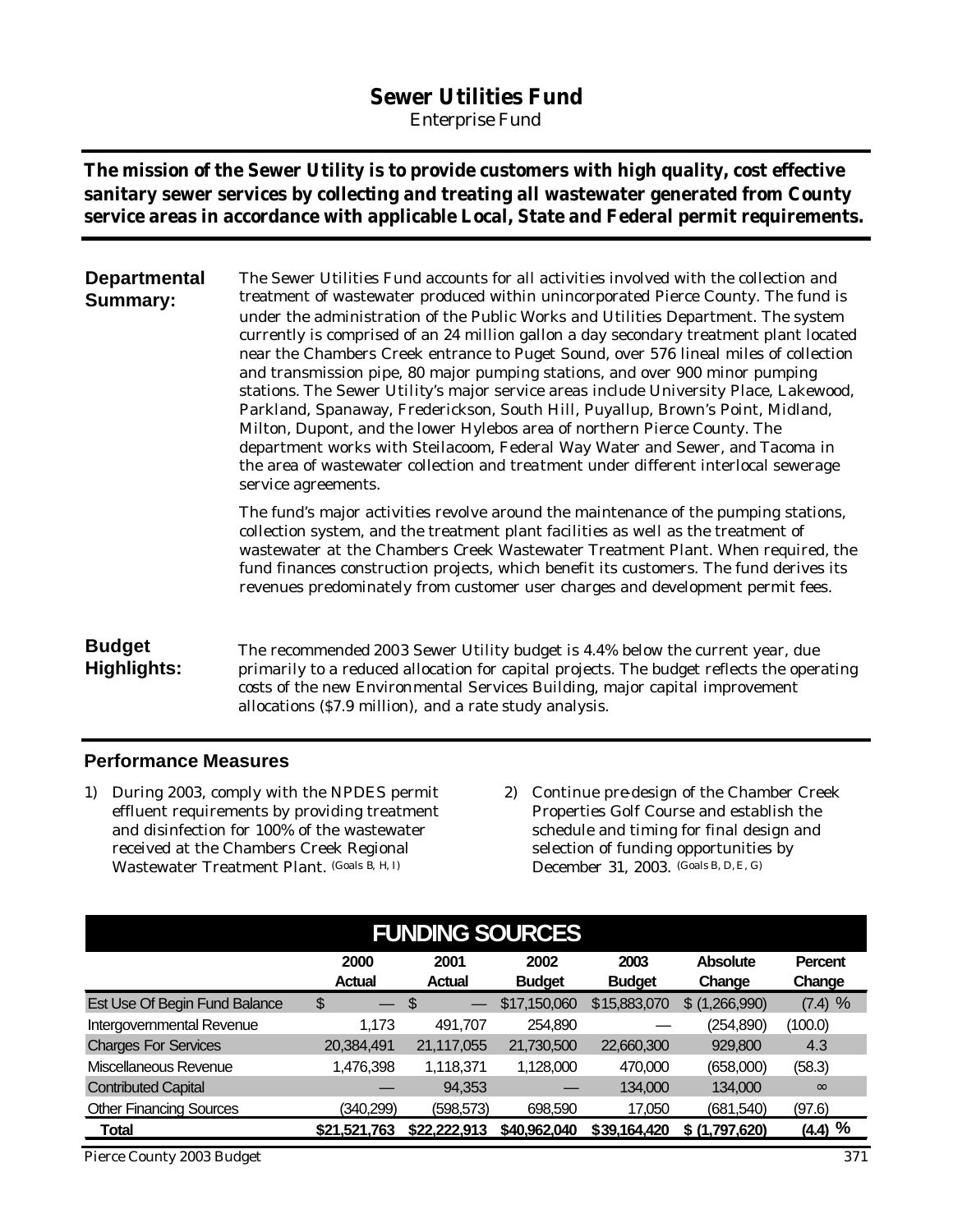# Sewer Utilities Fund

Enterprise Fund

**The mission of the Sewer Utility is to provide customers with high quality, cost effective sanitary sewer services by collecting and treating all wastewater generated from County service areas in accordance with applicable Local, State and Federal permit requirements.**

## Departmental Summary:

The Sewer Utilities Fund accounts for all activities involved with the collection and treatment of wastewater produced within unincorporated Pierce County. The fund is under the administration of the Public Works and Utilities Department. The system currently is comprised of an 24 million gallon a day secondary treatment plant located near the Chambers Creek entrance to Puget Sound, over 576 lineal miles of collection and transmission pipe, 80 major pumping stations, and over 900 minor pumping stations. The Sewer Utility's major service areas include University Place, Lakewood, Parkland, Spanaway, Frederickson, South Hill, Puyallup, Brown's Point, Midland, Milton, Dupont, and the lower Hylebos area of northern Pierce County. The department works with Steilacoom, Federal Way Water and Sewer, and Tacoma in the area of wastewater collection and treatment under different interlocal sewerage service agreements.

The fund's major activities revolve around the maintenance of the pumping stations, collection system, and the treatment plant facilities as well as the treatment of wastewater at the Chambers Creek Wastewater Treatment Plant. When required, the fund finances construction projects, which benefit its customers. The fund derives its revenues predominately from customer user charges and development permit fees.

## Budget Highlights:

The recommended 2003 Sewer Utility budget is 4.4% below the current year, due primarily to a reduced allocation for capital projects. The budget reflects the operating costs of the new Environmental Services Building, major capital improvement allocations ($7.9 million), and a rate study analysis.

## Performance Measures

1) During 2003, comply with the NPDES permit effluent requirements by providing treatment and disinfection for 100% of the wastewater received at the Chambers Creek Regional Wastewater Treatment Plant. (Goals B, H, I)

2) Continue pre-design of the Chamber Creek Properties Golf Course and establish the schedule and timing for final design and selection of funding opportunities by December 31, 2003. (Goals B, D, E, G)

## FUNDING SOURCES

| | 2000 Actual | 2001 Actual | 2002 Budget | 2003 Budget | Absolute Change | Percent Change |
|---|---|---|---|---|---|---|
| Est Use Of Begin Fund Balance | $ — | $ — | $17,150,060 | $15,883,070 | $ (1,266,990) | (7.4) % |
| Intergovernmental Revenue | 1,173 | 491,707 | 254,890 | — | (254,890) | (100.0) |
| Charges For Services | 20,384,491 | 21,117,055 | 21,730,500 | 22,660,300 | 929,800 | 4.3 |
| Miscellaneous Revenue | 1,476,398 | 1,118,371 | 1,128,000 | 470,000 | (658,000) | (58.3) |
| Contributed Capital | — | 94,353 | — | 134,000 | 134,000 | ∞ |
| Other Financing Sources | (340,299) | (598,573) | 698,590 | 17,050 | (681,540) | (97.6) |
| **Total** | **$21,521,763** | **$22,222,913** | **$40,962,040** | **$39,164,420** | **$ (1,797,620)** | **(4.4) %** |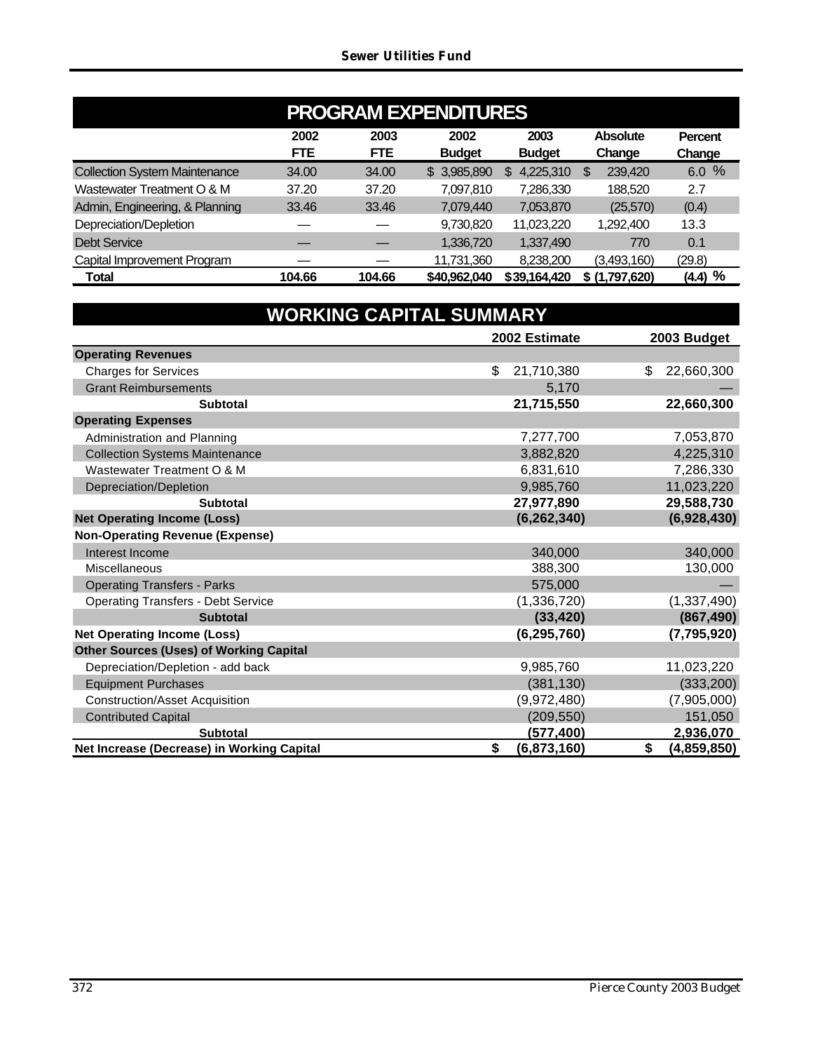## PROGRAM EXPENDITURES

| | 2002 FTE | 2003 FTE | 2002 Budget | 2003 Budget | Absolute Change | Percent Change |
|---|---|---|---|---|---|---|
| Collection System Maintenance | 34.00 | 34.00 | $ 3,985,890 | $ 4,225,310 | $ 239,420 | 6.0 % |
| Wastewater Treatment O & M | 37.20 | 37.20 | 7,097,810 | 7,286,330 | 188,520 | 2.7 |
| Admin, Engineering, & Planning | 33.46 | 33.46 | 7,079,440 | 7,053,870 | (25,570) | (0.4) |
| Depreciation/Depletion | — | — | 9,730,820 | 11,023,220 | 1,292,400 | 13.3 |
| Debt Service | — | — | 1,336,720 | 1,337,490 | 770 | 0.1 |
| Capital Improvement Program | — | — | 11,731,360 | 8,238,200 | (3,493,160) | (29.8) |
| **Total** | **104.66** | **104.66** | **$40,962,040** | **$39,164,420** | **$ (1,797,620)** | **(4.4) %** |

## WORKING CAPITAL SUMMARY

| | 2002 Estimate | 2003 Budget |
|---|---|---|
| **Operating Revenues** | | |
| Charges for Services | $ 21,710,380 | $ 22,660,300 |
| Grant Reimbursements | 5,170 | — |
| **Subtotal** | **21,715,550** | **22,660,300** |
| **Operating Expenses** | | |
| Administration and Planning | 7,277,700 | 7,053,870 |
| Collection Systems Maintenance | 3,882,820 | 4,225,310 |
| Wastewater Treatment O & M | 6,831,610 | 7,286,330 |
| Depreciation/Depletion | 9,985,760 | 11,023,220 |
| **Subtotal** | **27,977,890** | **29,588,730** |
| **Net Operating Income (Loss)** | **(6,262,340)** | **(6,928,430)** |
| **Non-Operating Revenue (Expense)** | | |
| Interest Income | 340,000 | 340,000 |
| Miscellaneous | 388,300 | 130,000 |
| Operating Transfers - Parks | 575,000 | — |
| Operating Transfers - Debt Service | (1,336,720) | (1,337,490) |
| **Subtotal** | **(33,420)** | **(867,490)** |
| **Net Operating Income (Loss)** | **(6,295,760)** | **(7,795,920)** |
| **Other Sources (Uses) of Working Capital** | | |
| Depreciation/Depletion - add back | 9,985,760 | 11,023,220 |
| Equipment Purchases | (381,130) | (333,200) |
| Construction/Asset Acquisition | (9,972,480) | (7,905,000) |
| Contributed Capital | (209,550) | 151,050 |
| **Subtotal** | **(577,400)** | **2,936,070** |
| **Net Increase (Decrease) in Working Capital** | **$ (6,873,160)** | **$ (4,859,850)** |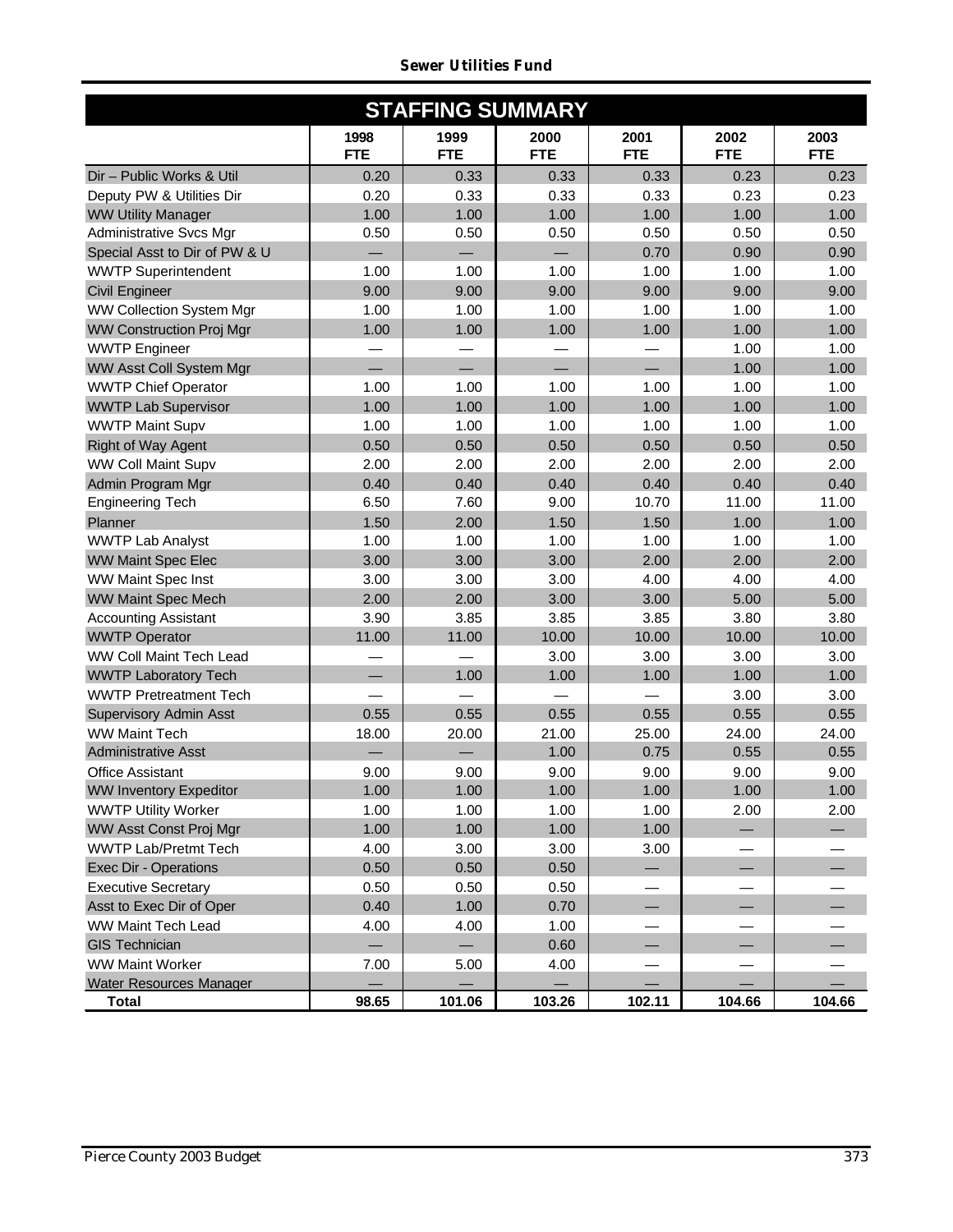## Sewer Utilities Fund

### STAFFING SUMMARY

| | 1998 FTE | 1999 FTE | 2000 FTE | 2001 FTE | 2002 FTE | 2003 FTE |
|---|---|---|---|---|---|---|
| Dir – Public Works & Util | 0.20 | 0.33 | 0.33 | 0.33 | 0.23 | 0.23 |
| Deputy PW & Utilities Dir | 0.20 | 0.33 | 0.33 | 0.33 | 0.23 | 0.23 |
| WW Utility Manager | 1.00 | 1.00 | 1.00 | 1.00 | 1.00 | 1.00 |
| Administrative Svcs Mgr | 0.50 | 0.50 | 0.50 | 0.50 | 0.50 | 0.50 |
| Special Asst to Dir of PW & U | — | — | — | 0.70 | 0.90 | 0.90 |
| WWTP Superintendent | 1.00 | 1.00 | 1.00 | 1.00 | 1.00 | 1.00 |
| Civil Engineer | 9.00 | 9.00 | 9.00 | 9.00 | 9.00 | 9.00 |
| WW Collection System Mgr | 1.00 | 1.00 | 1.00 | 1.00 | 1.00 | 1.00 |
| WW Construction Proj Mgr | 1.00 | 1.00 | 1.00 | 1.00 | 1.00 | 1.00 |
| WWTP Engineer | — | — | — | — | 1.00 | 1.00 |
| WW Asst Coll System Mgr | — | — | — | — | 1.00 | 1.00 |
| WWTP Chief Operator | 1.00 | 1.00 | 1.00 | 1.00 | 1.00 | 1.00 |
| WWTP Lab Supervisor | 1.00 | 1.00 | 1.00 | 1.00 | 1.00 | 1.00 |
| WWTP Maint Supv | 1.00 | 1.00 | 1.00 | 1.00 | 1.00 | 1.00 |
| Right of Way Agent | 0.50 | 0.50 | 0.50 | 0.50 | 0.50 | 0.50 |
| WW Coll Maint Supv | 2.00 | 2.00 | 2.00 | 2.00 | 2.00 | 2.00 |
| Admin Program Mgr | 0.40 | 0.40 | 0.40 | 0.40 | 0.40 | 0.40 |
| Engineering Tech | 6.50 | 7.60 | 9.00 | 10.70 | 11.00 | 11.00 |
| Planner | 1.50 | 2.00 | 1.50 | 1.50 | 1.00 | 1.00 |
| WWTP Lab Analyst | 1.00 | 1.00 | 1.00 | 1.00 | 1.00 | 1.00 |
| WW Maint Spec Elec | 3.00 | 3.00 | 3.00 | 2.00 | 2.00 | 2.00 |
| WW Maint Spec Inst | 3.00 | 3.00 | 3.00 | 4.00 | 4.00 | 4.00 |
| WW Maint Spec Mech | 2.00 | 2.00 | 3.00 | 3.00 | 5.00 | 5.00 |
| Accounting Assistant | 3.90 | 3.85 | 3.85 | 3.85 | 3.80 | 3.80 |
| WWTP Operator | 11.00 | 11.00 | 10.00 | 10.00 | 10.00 | 10.00 |
| WW Coll Maint Tech Lead | — | — | 3.00 | 3.00 | 3.00 | 3.00 |
| WWTP Laboratory Tech | — | 1.00 | 1.00 | 1.00 | 1.00 | 1.00 |
| WWTP Pretreatment Tech | — | — | — | — | 3.00 | 3.00 |
| Supervisory Admin Asst | 0.55 | 0.55 | 0.55 | 0.55 | 0.55 | 0.55 |
| WW Maint Tech | 18.00 | 20.00 | 21.00 | 25.00 | 24.00 | 24.00 |
| Administrative Asst | — | — | 1.00 | 0.75 | 0.55 | 0.55 |
| Office Assistant | 9.00 | 9.00 | 9.00 | 9.00 | 9.00 | 9.00 |
| WW Inventory Expeditor | 1.00 | 1.00 | 1.00 | 1.00 | 1.00 | 1.00 |
| WWTP Utility Worker | 1.00 | 1.00 | 1.00 | 1.00 | 2.00 | 2.00 |
| WW Asst Const Proj Mgr | 1.00 | 1.00 | 1.00 | 1.00 | — | — |
| WWTP Lab/Pretmt Tech | 4.00 | 3.00 | 3.00 | 3.00 | — | — |
| Exec Dir - Operations | 0.50 | 0.50 | 0.50 | — | — | — |
| Executive Secretary | 0.50 | 0.50 | 0.50 | — | — | — |
| Asst to Exec Dir of Oper | 0.40 | 1.00 | 0.70 | — | — | — |
| WW Maint Tech Lead | 4.00 | 4.00 | 1.00 | — | — | — |
| GIS Technician | — | — | 0.60 | — | — | — |
| WW Maint Worker | 7.00 | 5.00 | 4.00 | — | — | — |
| Water Resources Manager | — | — | — | — | — | — |
| **Total** | **98.65** | **101.06** | **103.26** | **102.11** | **104.66** | **104.66** |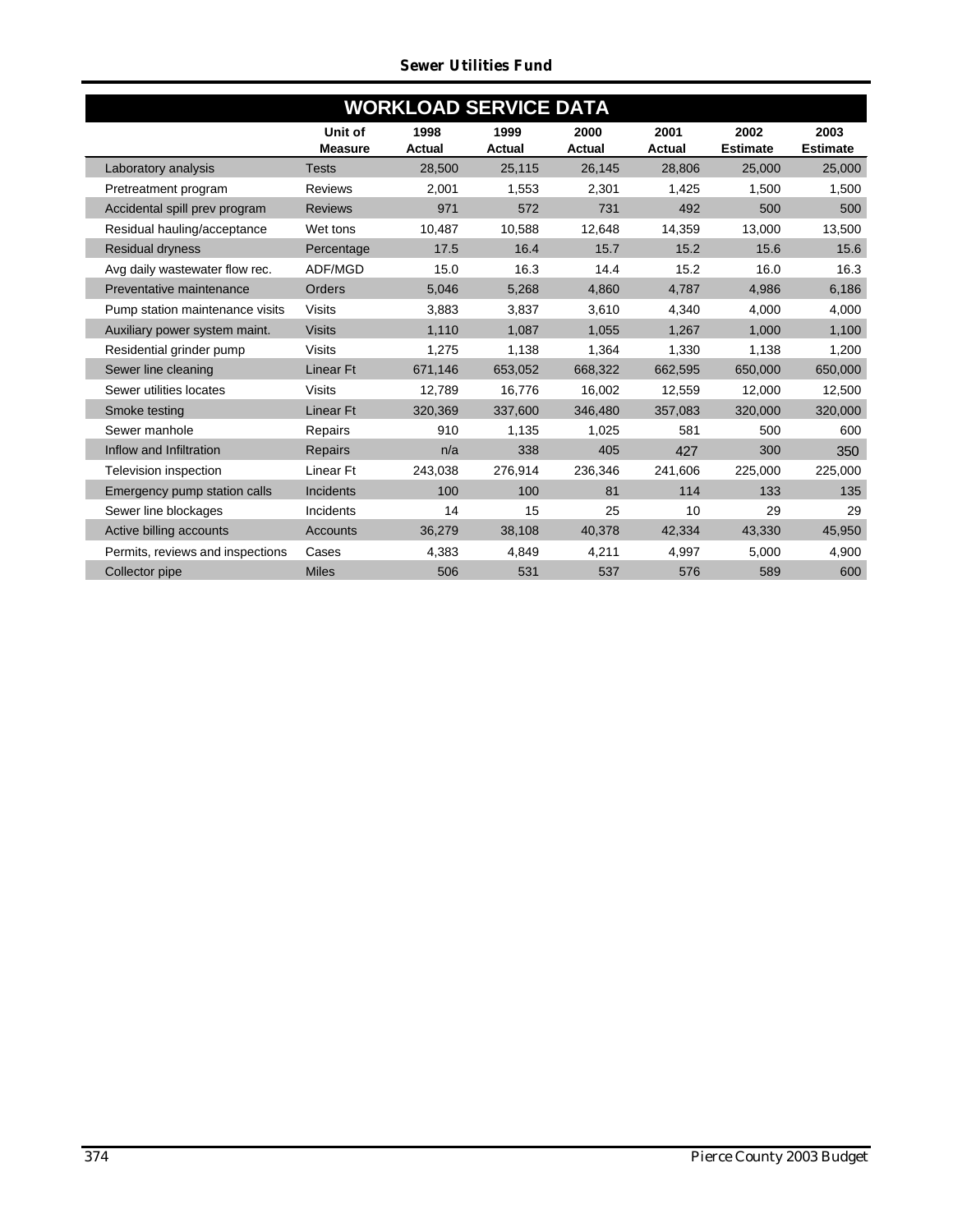## Sewer Utilities Fund

### WORKLOAD SERVICE DATA

| | Unit of Measure | 1998 Actual | 1999 Actual | 2000 Actual | 2001 Actual | 2002 Estimate | 2003 Estimate |
|---|---|---|---|---|---|---|---|
| Laboratory analysis | Tests | 28,500 | 25,115 | 26,145 | 28,806 | 25,000 | 25,000 |
| Pretreatment program | Reviews | 2,001 | 1,553 | 2,301 | 1,425 | 1,500 | 1,500 |
| Accidental spill prev program | Reviews | 971 | 572 | 731 | 492 | 500 | 500 |
| Residual hauling/acceptance | Wet tons | 10,487 | 10,588 | 12,648 | 14,359 | 13,000 | 13,500 |
| Residual dryness | Percentage | 17.5 | 16.4 | 15.7 | 15.2 | 15.6 | 15.6 |
| Avg daily wastewater flow rec. | ADF/MGD | 15.0 | 16.3 | 14.4 | 15.2 | 16.0 | 16.3 |
| Preventative maintenance | Orders | 5,046 | 5,268 | 4,860 | 4,787 | 4,986 | 6,186 |
| Pump station maintenance visits | Visits | 3,883 | 3,837 | 3,610 | 4,340 | 4,000 | 4,000 |
| Auxiliary power system maint. | Visits | 1,110 | 1,087 | 1,055 | 1,267 | 1,000 | 1,100 |
| Residential grinder pump | Visits | 1,275 | 1,138 | 1,364 | 1,330 | 1,138 | 1,200 |
| Sewer line cleaning | Linear Ft | 671,146 | 653,052 | 668,322 | 662,595 | 650,000 | 650,000 |
| Sewer utilities locates | Visits | 12,789 | 16,776 | 16,002 | 12,559 | 12,000 | 12,500 |
| Smoke testing | Linear Ft | 320,369 | 337,600 | 346,480 | 357,083 | 320,000 | 320,000 |
| Sewer manhole | Repairs | 910 | 1,135 | 1,025 | 581 | 500 | 600 |
| Inflow and Infiltration | Repairs | n/a | 338 | 405 | 427 | 300 | 350 |
| Television inspection | Linear Ft | 243,038 | 276,914 | 236,346 | 241,606 | 225,000 | 225,000 |
| Emergency pump station calls | Incidents | 100 | 100 | 81 | 114 | 133 | 135 |
| Sewer line blockages | Incidents | 14 | 15 | 25 | 10 | 29 | 29 |
| Active billing accounts | Accounts | 36,279 | 38,108 | 40,378 | 42,334 | 43,330 | 45,950 |
| Permits, reviews and inspections | Cases | 4,383 | 4,849 | 4,211 | 4,997 | 5,000 | 4,900 |
| Collector pipe | Miles | 506 | 531 | 537 | 576 | 589 | 600 |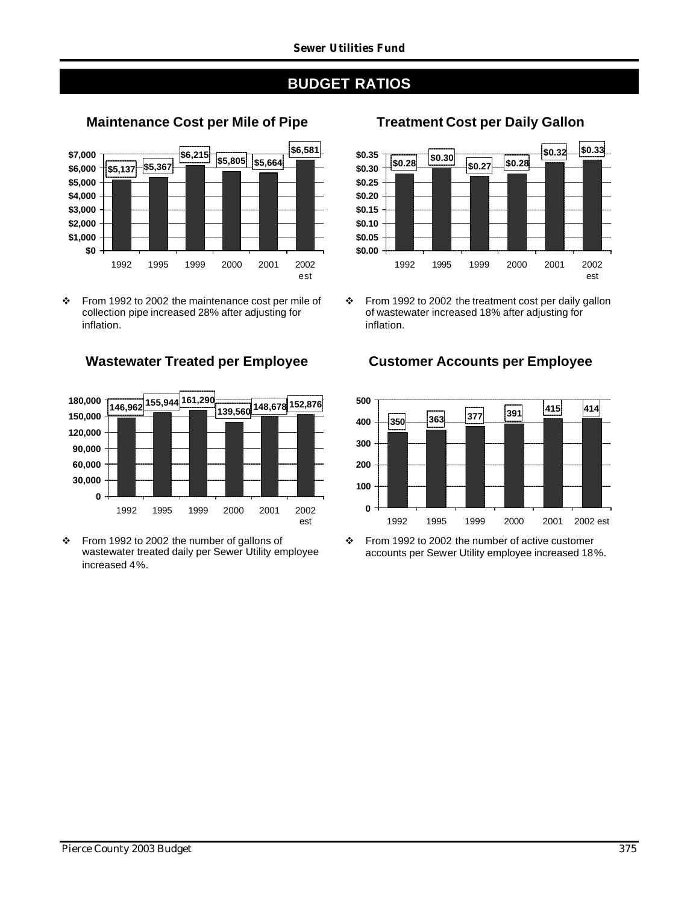# BUDGET RATIOS

## Maintenance Cost per Mile of Pipe

| Year | Cost |
|---|---|
| 1992 | $5,137 |
| 1995 | $5,367 |
| 1999 | $6,215 |
| 2000 | $5,805 |
| 2001 | $5,664 |
| 2002 est | $6,581 |

- From 1992 to 2002 the maintenance cost per mile of collection pipe increased 28% after adjusting for inflation.

## Treatment Cost per Daily Gallon

| Year | Cost |
|---|---|
| 1992 | $0.28 |
| 1995 | $0.30 |
| 1999 | $0.27 |
| 2000 | $0.28 |
| 2001 | $0.32 |
| 2002 est | $0.33 |

- From 1992 to 2002 the treatment cost per daily gallon of wastewater increased 18% after adjusting for inflation.

## Wastewater Treated per Employee

| Year | Gallons |
|---|---|
| 1992 | 146,962 |
| 1995 | 155,944 |
| 1999 | 161,290 |
| 2000 | 139,560 |
| 2001 | 148,678 |
| 2002 est | 152,876 |

- From 1992 to 2002 the number of gallons of wastewater treated daily per Sewer Utility employee increased 4%.

## Customer Accounts per Employee

| Year | Accounts |
|---|---|
| 1992 | 350 |
| 1995 | 363 |
| 1999 | 377 |
| 2000 | 391 |
| 2001 | 415 |
| 2002 est | 414 |

- From 1992 to 2002 the number of active customer accounts per Sewer Utility employee increased 18%.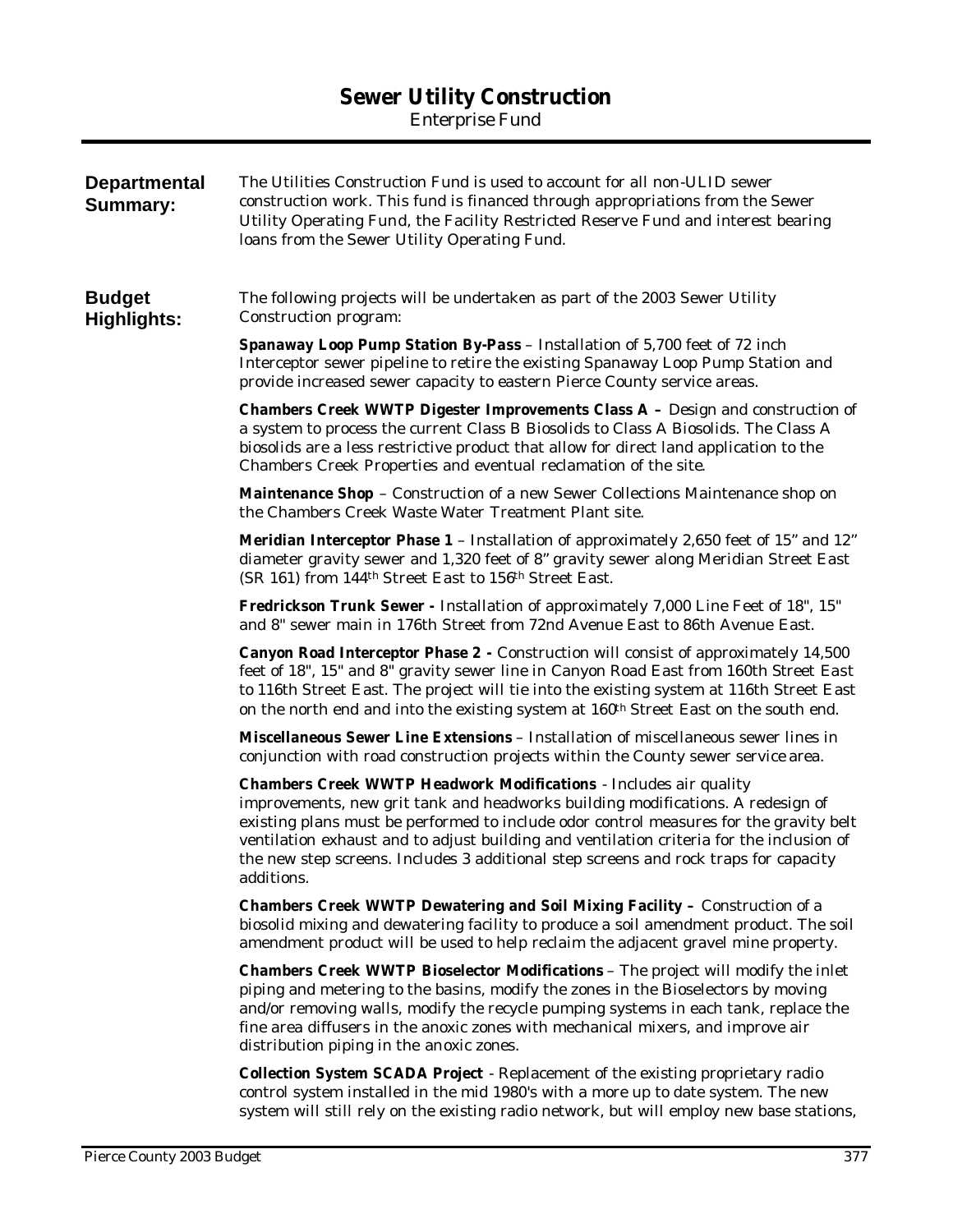# Sewer Utility Construction

Enterprise Fund

**Departmental Summary:**

The Utilities Construction Fund is used to account for all non-ULID sewer construction work. This fund is financed through appropriations from the Sewer Utility Operating Fund, the Facility Restricted Reserve Fund and interest bearing loans from the Sewer Utility Operating Fund.

**Budget Highlights:**

The following projects will be undertaken as part of the 2003 Sewer Utility Construction program:

**Spanaway Loop Pump Station By-Pass** – Installation of 5,700 feet of 72 inch Interceptor sewer pipeline to retire the existing Spanaway Loop Pump Station and provide increased sewer capacity to eastern Pierce County service areas.

**Chambers Creek WWTP Digester Improvements Class A –** Design and construction of a system to process the current Class B Biosolids to Class A Biosolids. The Class A biosolids are a less restrictive product that allow for direct land application to the Chambers Creek Properties and eventual reclamation of the site.

**Maintenance Shop** – Construction of a new Sewer Collections Maintenance shop on the Chambers Creek Waste Water Treatment Plant site.

**Meridian Interceptor Phase 1** – Installation of approximately 2,650 feet of 15" and 12" diameter gravity sewer and 1,320 feet of 8" gravity sewer along Meridian Street East (SR 161) from 144th Street East to 156th Street East.

**Fredrickson Trunk Sewer -** Installation of approximately 7,000 Line Feet of 18", 15" and 8" sewer main in 176th Street from 72nd Avenue East to 86th Avenue East.

**Canyon Road Interceptor Phase 2 -** Construction will consist of approximately 14,500 feet of 18", 15" and 8" gravity sewer line in Canyon Road East from 160th Street East to 116th Street East. The project will tie into the existing system at 116th Street East on the north end and into the existing system at 160th Street East on the south end.

**Miscellaneous Sewer Line Extensions** – Installation of miscellaneous sewer lines in conjunction with road construction projects within the County sewer service area.

**Chambers Creek WWTP Headwork Modifications** - Includes air quality improvements, new grit tank and headworks building modifications. A redesign of existing plans must be performed to include odor control measures for the gravity belt ventilation exhaust and to adjust building and ventilation criteria for the inclusion of the new step screens. Includes 3 additional step screens and rock traps for capacity additions.

**Chambers Creek WWTP Dewatering and Soil Mixing Facility –** Construction of a biosolid mixing and dewatering facility to produce a soil amendment product. The soil amendment product will be used to help reclaim the adjacent gravel mine property.

**Chambers Creek WWTP Bioselector Modifications** – The project will modify the inlet piping and metering to the basins, modify the zones in the Bioselectors by moving and/or removing walls, modify the recycle pumping systems in each tank, replace the fine area diffusers in the anoxic zones with mechanical mixers, and improve air distribution piping in the anoxic zones.

**Collection System SCADA Project** - Replacement of the existing proprietary radio control system installed in the mid 1980's with a more up to date system. The new system will still rely on the existing radio network, but will employ new base stations,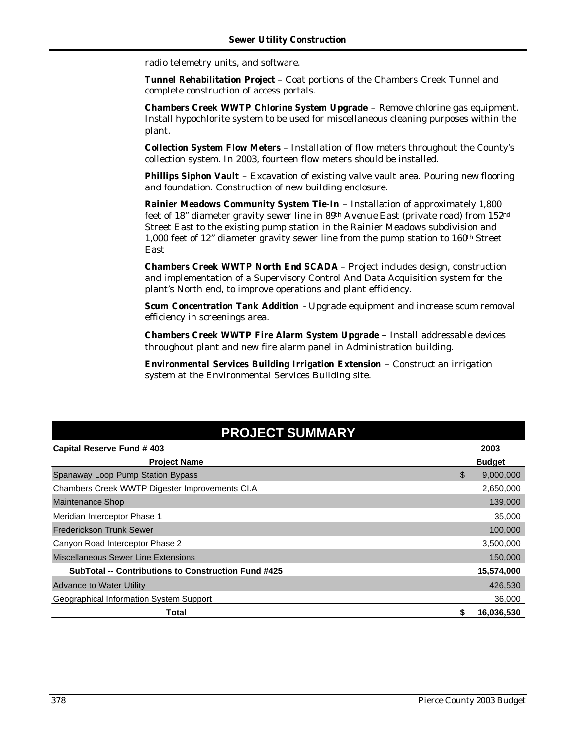radio telemetry units, and software.

**Tunnel Rehabilitation Project** – Coat portions of the Chambers Creek Tunnel and complete construction of access portals.

**Chambers Creek WWTP Chlorine System Upgrade** – Remove chlorine gas equipment. Install hypochlorite system to be used for miscellaneous cleaning purposes within the plant.

**Collection System Flow Meters** – Installation of flow meters throughout the County's collection system. In 2003, fourteen flow meters should be installed.

**Phillips Siphon Vault** – Excavation of existing valve vault area. Pouring new flooring and foundation. Construction of new building enclosure.

**Rainier Meadows Community System Tie-In** – Installation of approximately 1,800 feet of 18" diameter gravity sewer line in 89th Avenue East (private road) from 152nd Street East to the existing pump station in the Rainier Meadows subdivision and 1,000 feet of 12" diameter gravity sewer line from the pump station to 160th Street East

**Chambers Creek WWTP North End SCADA** – Project includes design, construction and implementation of a Supervisory Control And Data Acquisition system for the plant's North end, to improve operations and plant efficiency.

**Scum Concentration Tank Addition** - Upgrade equipment and increase scum removal efficiency in screenings area.

**Chambers Creek WWTP Fire Alarm System Upgrade** – Install addressable devices throughout plant and new fire alarm panel in Administration building.

**Environmental Services Building Irrigation Extension** – Construct an irrigation system at the Environmental Services Building site.

## PROJECT SUMMARY

| Capital Reserve Fund # 403 | 2003 |
|---|---|
| **Project Name** | **Budget** |
| Spanaway Loop Pump Station Bypass | $ 9,000,000 |
| Chambers Creek WWTP Digester Improvements Cl.A | 2,650,000 |
| Maintenance Shop | 139,000 |
| Meridian Interceptor Phase 1 | 35,000 |
| Frederickson Trunk Sewer | 100,000 |
| Canyon Road Interceptor Phase 2 | 3,500,000 |
| Miscellaneous Sewer Line Extensions | 150,000 |
| **SubTotal -- Contributions to Construction Fund #425** | **15,574,000** |
| Advance to Water Utility | 426,530 |
| Geographical Information System Support | 36,000 |
| **Total** | **$ 16,036,530** |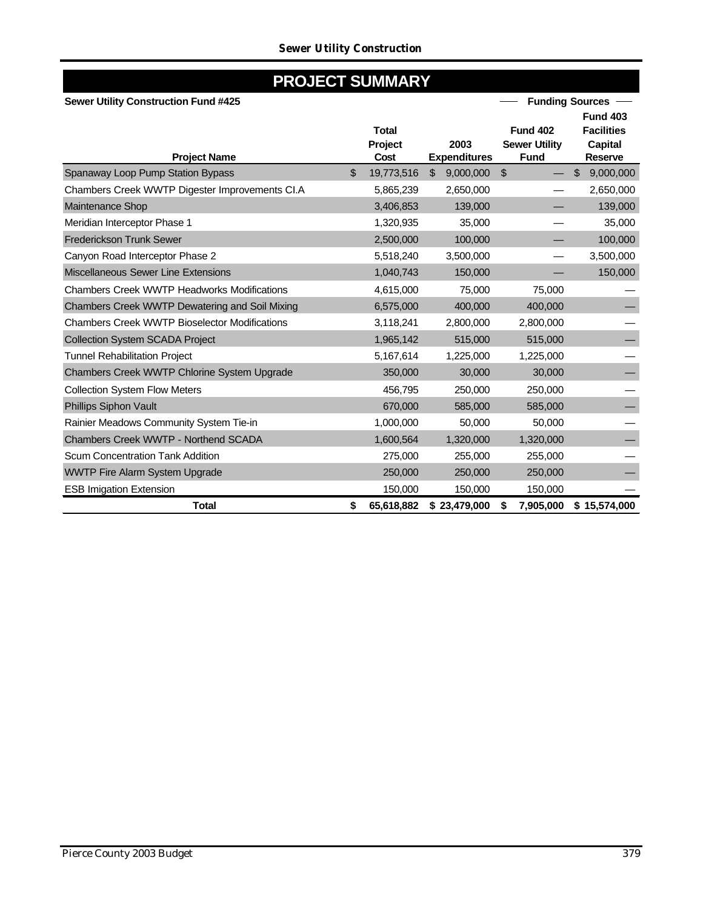## PROJECT SUMMARY

**Sewer Utility Construction Fund #425**

| Project Name | Total Project Cost | 2003 Expenditures | Funding Sources: Fund 402 Sewer Utility Fund | Funding Sources: Fund 403 Facilities Capital Reserve |
|---|---|---|---|---|
| Spanaway Loop Pump Station Bypass | $ 19,773,516 | $ 9,000,000 | $ — | $ 9,000,000 |
| Chambers Creek WWTP Digester Improvements CI.A | 5,865,239 | 2,650,000 | — | 2,650,000 |
| Maintenance Shop | 3,406,853 | 139,000 | — | 139,000 |
| Meridian Interceptor Phase 1 | 1,320,935 | 35,000 | — | 35,000 |
| Frederickson Trunk Sewer | 2,500,000 | 100,000 | — | 100,000 |
| Canyon Road Interceptor Phase 2 | 5,518,240 | 3,500,000 | — | 3,500,000 |
| Miscellaneous Sewer Line Extensions | 1,040,743 | 150,000 | — | 150,000 |
| Chambers Creek WWTP Headworks Modifications | 4,615,000 | 75,000 | 75,000 | — |
| Chambers Creek WWTP Dewatering and Soil Mixing | 6,575,000 | 400,000 | 400,000 | — |
| Chambers Creek WWTP Bioselector Modifications | 3,118,241 | 2,800,000 | 2,800,000 | — |
| Collection System SCADA Project | 1,965,142 | 515,000 | 515,000 | — |
| Tunnel Rehabilitation Project | 5,167,614 | 1,225,000 | 1,225,000 | — |
| Chambers Creek WWTP Chlorine System Upgrade | 350,000 | 30,000 | 30,000 | — |
| Collection System Flow Meters | 456,795 | 250,000 | 250,000 | — |
| Phillips Siphon Vault | 670,000 | 585,000 | 585,000 | — |
| Rainier Meadows Community System Tie-in | 1,000,000 | 50,000 | 50,000 | — |
| Chambers Creek WWTP - Northend SCADA | 1,600,564 | 1,320,000 | 1,320,000 | — |
| Scum Concentration Tank Addition | 275,000 | 255,000 | 255,000 | — |
| WWTP Fire Alarm System Upgrade | 250,000 | 250,000 | 250,000 | — |
| ESB Imigation Extension | 150,000 | 150,000 | 150,000 | — |
| **Total** | **$ 65,618,882** | **$ 23,479,000** | **$ 7,905,000** | **$ 15,574,000** |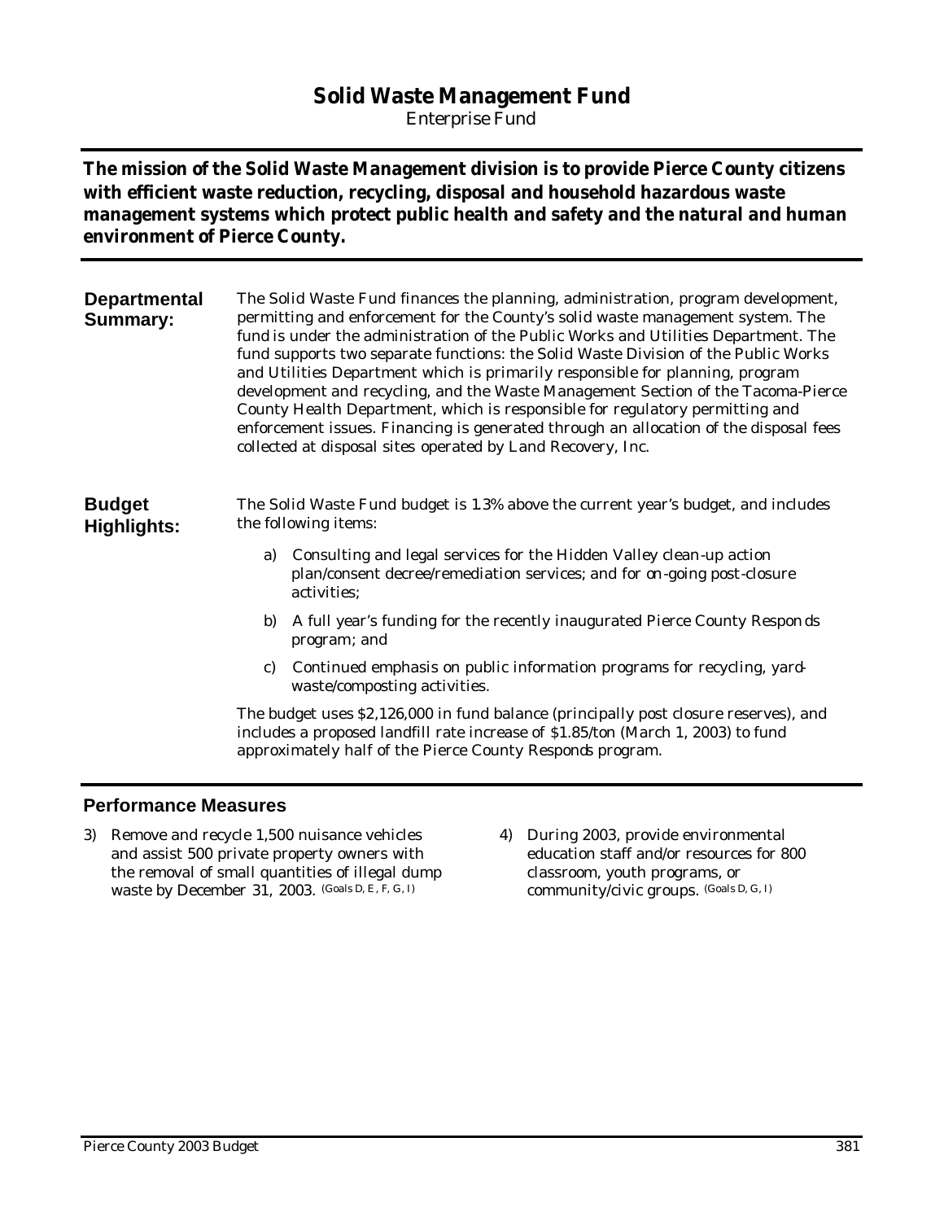# Solid Waste Management Fund

Enterprise Fund

**The mission of the Solid Waste Management division is to provide Pierce County citizens with efficient waste reduction, recycling, disposal and household hazardous waste management systems which protect public health and safety and the natural and human environment of Pierce County.**

## Departmental Summary:

The Solid Waste Fund finances the planning, administration, program development, permitting and enforcement for the County's solid waste management system. The fund is under the administration of the Public Works and Utilities Department. The fund supports two separate functions: the Solid Waste Division of the Public Works and Utilities Department which is primarily responsible for planning, program development and recycling, and the Waste Management Section of the Tacoma-Pierce County Health Department, which is responsible for regulatory permitting and enforcement issues. Financing is generated through an allocation of the disposal fees collected at disposal sites operated by Land Recovery, Inc.

## Budget Highlights:

The Solid Waste Fund budget is 1.3% above the current year's budget, and includes the following items:

a) Consulting and legal services for the Hidden Valley clean-up action plan/consent decree/remediation services; and for on-going post-closure activities;

b) A full year's funding for the recently inaugurated Pierce County Responds program; and

c) Continued emphasis on public information programs for recycling, yard-waste/composting activities.

The budget uses $2,126,000 in fund balance (principally post closure reserves), and includes a proposed landfill rate increase of $1.85/ton (March 1, 2003) to fund approximately half of the Pierce County Responds program.

## Performance Measures

3) Remove and recycle 1,500 nuisance vehicles and assist 500 private property owners with the removal of small quantities of illegal dump waste by December 31, 2003. (Goals D, E, F, G, I)

4) During 2003, provide environmental education staff and/or resources for 800 classroom, youth programs, or community/civic groups. (Goals D, G, I)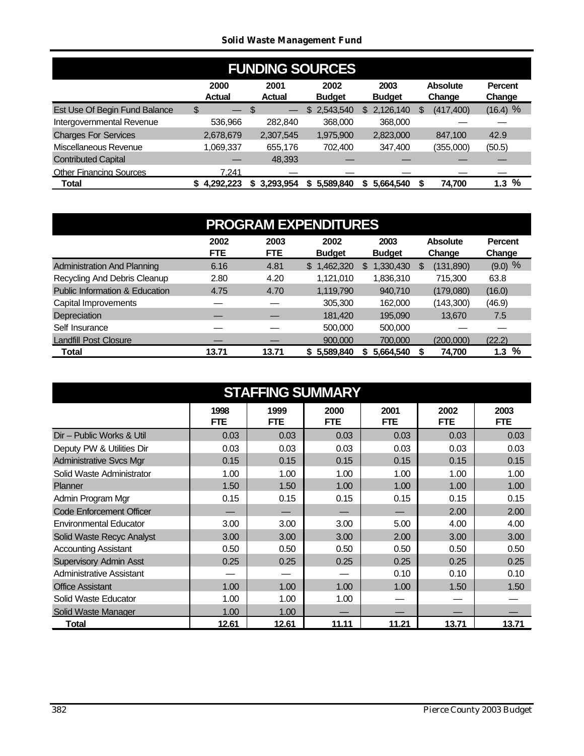# Solid Waste Management Fund

## FUNDING SOURCES

| | 2000 Actual | 2001 Actual | 2002 Budget | 2003 Budget | Absolute Change | Percent Change |
|---|---|---|---|---|---|---|
| Est Use Of Begin Fund Balance | $ — | $ — | $ 2,543,540 | $ 2,126,140 | $ (417,400) | (16.4) % |
| Intergovernmental Revenue | 536,966 | 282,840 | 368,000 | 368,000 | — | — |
| Charges For Services | 2,678,679 | 2,307,545 | 1,975,900 | 2,823,000 | 847,100 | 42.9 |
| Miscellaneous Revenue | 1,069,337 | 655,176 | 702,400 | 347,400 | (355,000) | (50.5) |
| Contributed Capital | — | 48,393 | — | — | — | — |
| Other Financing Sources | 7,241 | — | — | — | — | — |
| **Total** | **$ 4,292,223** | **$ 3,293,954** | **$ 5,589,840** | **$ 5,664,540** | **$ 74,700** | **1.3 %** |

## PROGRAM EXPENDITURES

| | 2002 FTE | 2003 FTE | 2002 Budget | 2003 Budget | Absolute Change | Percent Change |
|---|---|---|---|---|---|---|
| Administration And Planning | 6.16 | 4.81 | $ 1,462,320 | $ 1,330,430 | $ (131,890) | (9.0) % |
| Recycling And Debris Cleanup | 2.80 | 4.20 | 1,121,010 | 1,836,310 | 715,300 | 63.8 |
| Public Information & Education | 4.75 | 4.70 | 1,119,790 | 940,710 | (179,080) | (16.0) |
| Capital Improvements | — | — | 305,300 | 162,000 | (143,300) | (46.9) |
| Depreciation | — | — | 181,420 | 195,090 | 13,670 | 7.5 |
| Self Insurance | — | — | 500,000 | 500,000 | — | — |
| Landfill Post Closure | — | — | 900,000 | 700,000 | (200,000) | (22.2) |
| **Total** | **13.71** | **13.71** | **$ 5,589,840** | **$ 5,664,540** | **$ 74,700** | **1.3 %** |

## STAFFING SUMMARY

| | 1998 FTE | 1999 FTE | 2000 FTE | 2001 FTE | 2002 FTE | 2003 FTE |
|---|---|---|---|---|---|---|
| Dir – Public Works & Util | 0.03 | 0.03 | 0.03 | 0.03 | 0.03 | 0.03 |
| Deputy PW & Utilities Dir | 0.03 | 0.03 | 0.03 | 0.03 | 0.03 | 0.03 |
| Administrative Svcs Mgr | 0.15 | 0.15 | 0.15 | 0.15 | 0.15 | 0.15 |
| Solid Waste Administrator | 1.00 | 1.00 | 1.00 | 1.00 | 1.00 | 1.00 |
| Planner | 1.50 | 1.50 | 1.00 | 1.00 | 1.00 | 1.00 |
| Admin Program Mgr | 0.15 | 0.15 | 0.15 | 0.15 | 0.15 | 0.15 |
| Code Enforcement Officer | — | — | — | — | 2.00 | 2.00 |
| Environmental Educator | 3.00 | 3.00 | 3.00 | 5.00 | 4.00 | 4.00 |
| Solid Waste Recyc Analyst | 3.00 | 3.00 | 3.00 | 2.00 | 3.00 | 3.00 |
| Accounting Assistant | 0.50 | 0.50 | 0.50 | 0.50 | 0.50 | 0.50 |
| Supervisory Admin Asst | 0.25 | 0.25 | 0.25 | 0.25 | 0.25 | 0.25 |
| Administrative Assistant | — | — | — | 0.10 | 0.10 | 0.10 |
| Office Assistant | 1.00 | 1.00 | 1.00 | 1.00 | 1.50 | 1.50 |
| Solid Waste Educator | 1.00 | 1.00 | 1.00 | — | — | — |
| Solid Waste Manager | 1.00 | 1.00 | — | — | — | — |
| **Total** | **12.61** | **12.61** | **11.11** | **11.21** | **13.71** | **13.71** |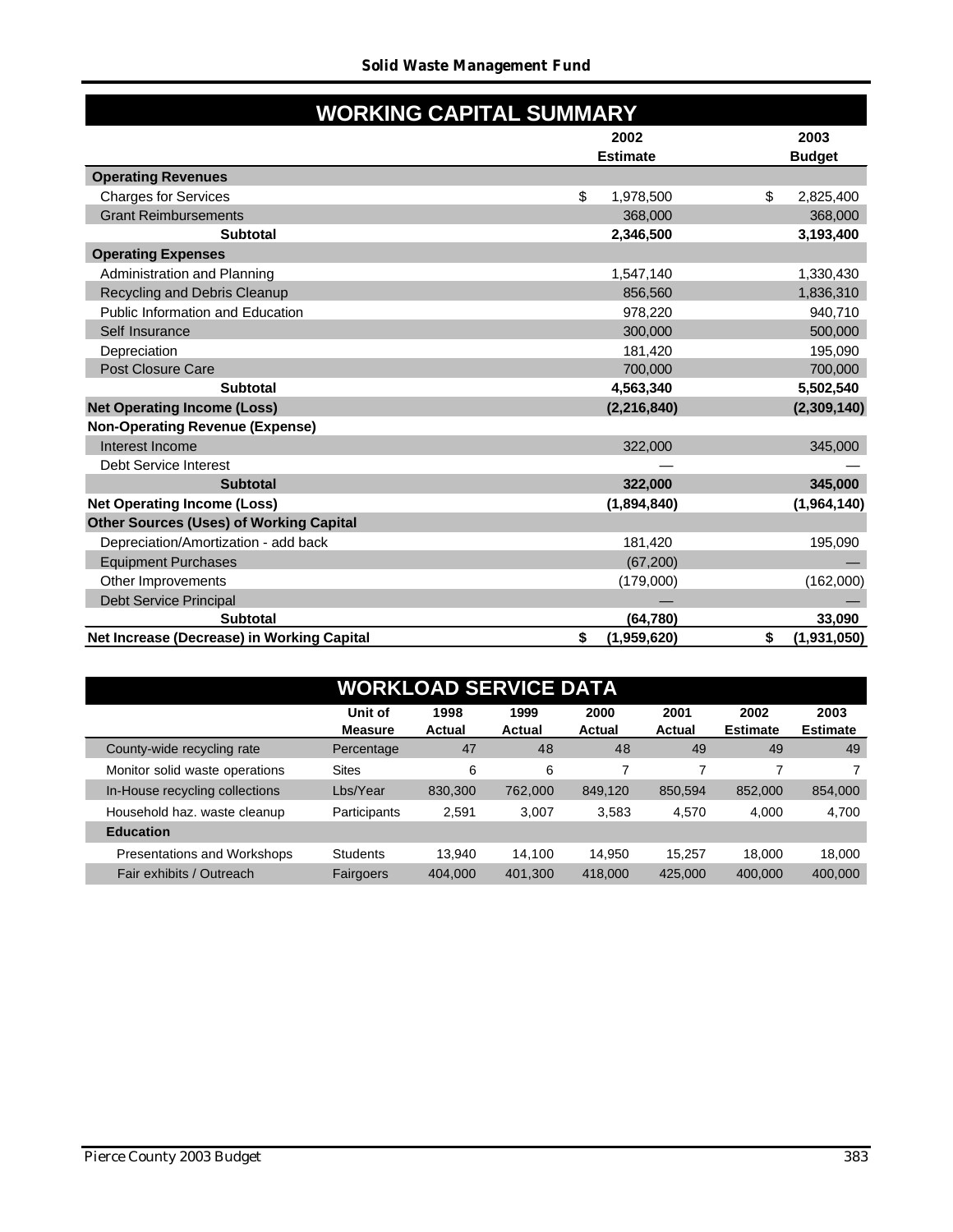## Solid Waste Management Fund

### WORKING CAPITAL SUMMARY

| | 2002 Estimate | 2003 Budget |
|---|---|---|
| **Operating Revenues** | | |
| Charges for Services | $ 1,978,500 | $ 2,825,400 |
| Grant Reimbursements | 368,000 | 368,000 |
| **Subtotal** | **2,346,500** | **3,193,400** |
| **Operating Expenses** | | |
| Administration and Planning | 1,547,140 | 1,330,430 |
| Recycling and Debris Cleanup | 856,560 | 1,836,310 |
| Public Information and Education | 978,220 | 940,710 |
| Self Insurance | 300,000 | 500,000 |
| Depreciation | 181,420 | 195,090 |
| Post Closure Care | 700,000 | 700,000 |
| **Subtotal** | **4,563,340** | **5,502,540** |
| **Net Operating Income (Loss)** | **(2,216,840)** | **(2,309,140)** |
| **Non-Operating Revenue (Expense)** | | |
| Interest Income | 322,000 | 345,000 |
| Debt Service Interest | — | — |
| **Subtotal** | **322,000** | **345,000** |
| **Net Operating Income (Loss)** | **(1,894,840)** | **(1,964,140)** |
| **Other Sources (Uses) of Working Capital** | | |
| Depreciation/Amortization - add back | 181,420 | 195,090 |
| Equipment Purchases | (67,200) | — |
| Other Improvements | (179,000) | (162,000) |
| Debt Service Principal | — | — |
| **Subtotal** | **(64,780)** | **33,090** |
| **Net Increase (Decrease) in Working Capital** | **$ (1,959,620)** | **$ (1,931,050)** |

### WORKLOAD SERVICE DATA

| | Unit of Measure | 1998 Actual | 1999 Actual | 2000 Actual | 2001 Actual | 2002 Estimate | 2003 Estimate |
|---|---|---|---|---|---|---|---|
| County-wide recycling rate | Percentage | 47 | 48 | 48 | 49 | 49 | 49 |
| Monitor solid waste operations | Sites | 6 | 6 | 7 | 7 | 7 | 7 |
| In-House recycling collections | Lbs/Year | 830,300 | 762,000 | 849,120 | 850,594 | 852,000 | 854,000 |
| Household haz. waste cleanup | Participants | 2,591 | 3,007 | 3,583 | 4,570 | 4,000 | 4,700 |
| **Education** | | | | | | | |
| Presentations and Workshops | Students | 13,940 | 14,100 | 14,950 | 15,257 | 18,000 | 18,000 |
| Fair exhibits / Outreach | Fairgoers | 404,000 | 401,300 | 418,000 | 425,000 | 400,000 | 400,000 |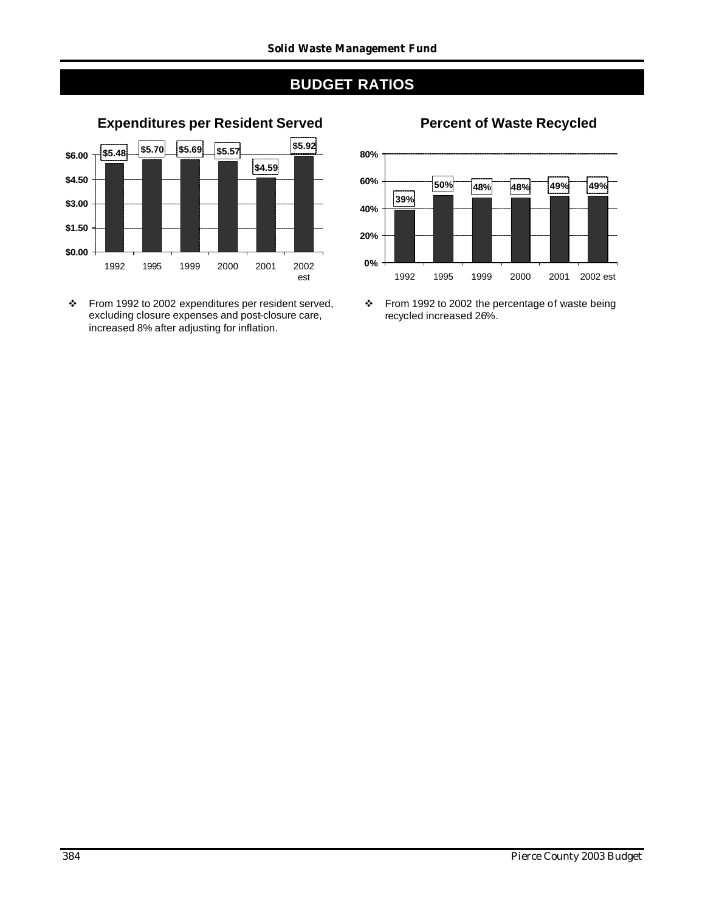# BUDGET RATIOS

## Expenditures per Resident Served

| Year | Expenditures per Resident Served |
|---|---|
| 1992 | $5.48 |
| 1995 | $5.70 |
| 1999 | $5.69 |
| 2000 | $5.57 |
| 2001 | $4.59 |
| 2002 est | $5.92 |

- From 1992 to 2002 expenditures per resident served, excluding closure expenses and post-closure care, increased 8% after adjusting for inflation.

## Percent of Waste Recycled

| Year | Percent of Waste Recycled |
|---|---|
| 1992 | 39% |
| 1995 | 50% |
| 1999 | 48% |
| 2000 | 48% |
| 2001 | 49% |
| 2002 est | 49% |

- From 1992 to 2002 the percentage of waste being recycled increased 26%.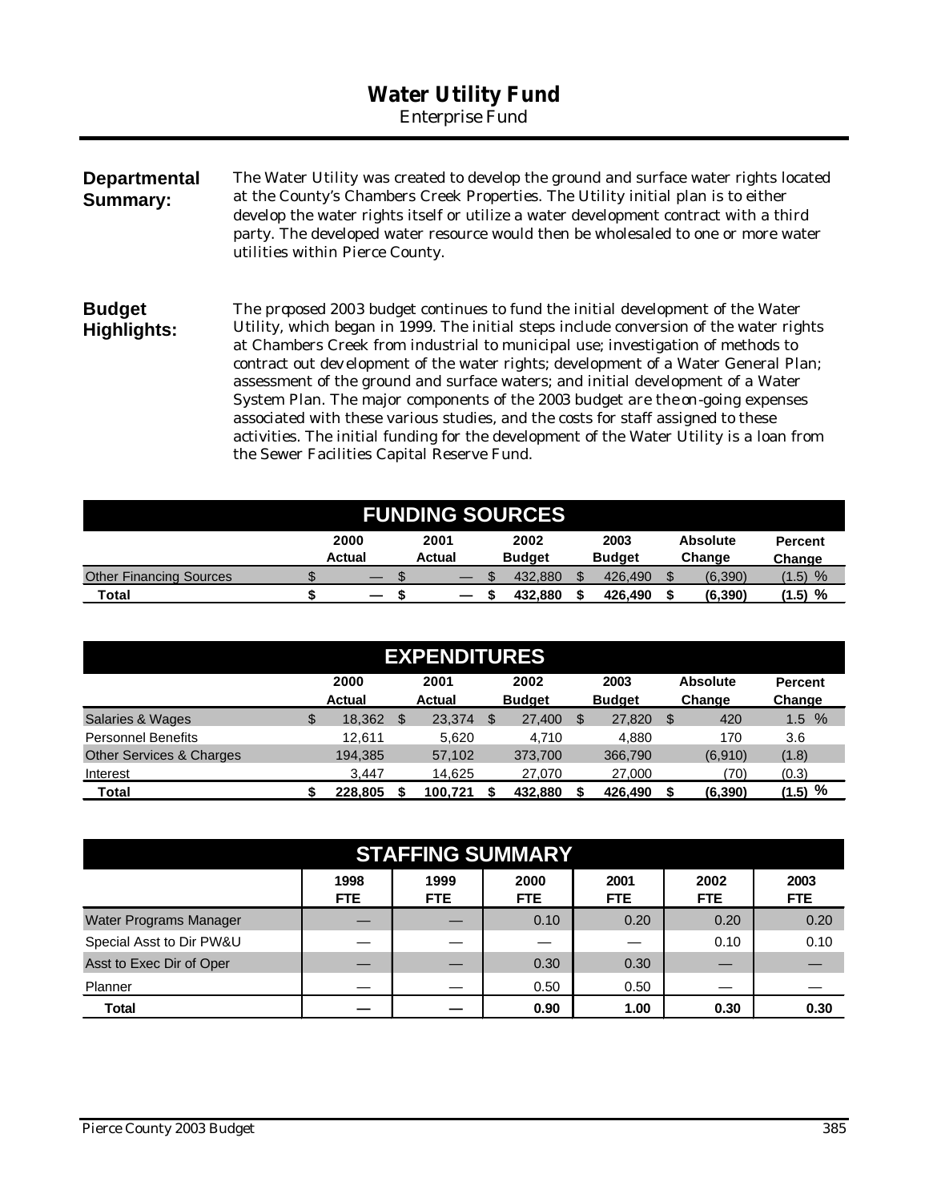# Water Utility Fund

*Enterprise Fund*

**Departmental Summary:**

The Water Utility was created to develop the ground and surface water rights located at the County's Chambers Creek Properties. The Utility initial plan is to either develop the water rights itself or utilize a water development contract with a third party. The developed water resource would then be wholesaled to one or more water utilities within Pierce County.

**Budget Highlights:**

The proposed 2003 budget continues to fund the initial development of the Water Utility, which began in 1999. The initial steps include conversion of the water rights at Chambers Creek from industrial to municipal use; investigation of methods to contract out development of the water rights; development of a Water General Plan; assessment of the ground and surface waters; and initial development of a Water System Plan. The major components of the 2003 budget are the on-going expenses associated with these various studies, and the costs for staff assigned to these activities. The initial funding for the development of the Water Utility is a loan from the Sewer Facilities Capital Reserve Fund.

## FUNDING SOURCES

| | 2000 Actual | 2001 Actual | 2002 Budget | 2003 Budget | Absolute Change | Percent Change |
|---|---|---|---|---|---|---|
| Other Financing Sources | $ — | $ — | $ 432,880 | $ 426,490 | $ (6,390) | (1.5) % |
| **Total** | **$ —** | **$ —** | **$ 432,880** | **$ 426,490** | **$ (6,390)** | **(1.5) %** |

## EXPENDITURES

| | 2000 Actual | 2001 Actual | 2002 Budget | 2003 Budget | Absolute Change | Percent Change |
|---|---|---|---|---|---|---|
| Salaries & Wages | $ 18,362 | $ 23,374 | $ 27,400 | $ 27,820 | $ 420 | 1.5 % |
| Personnel Benefits | 12,611 | 5,620 | 4,710 | 4,880 | 170 | 3.6 |
| Other Services & Charges | 194,385 | 57,102 | 373,700 | 366,790 | (6,910) | (1.8) |
| Interest | 3,447 | 14,625 | 27,070 | 27,000 | (70) | (0.3) |
| **Total** | **$ 228,805** | **$ 100,721** | **$ 432,880** | **$ 426,490** | **$ (6,390)** | **(1.5) %** |

## STAFFING SUMMARY

| | 1998 FTE | 1999 FTE | 2000 FTE | 2001 FTE | 2002 FTE | 2003 FTE |
|---|---|---|---|---|---|---|
| Water Programs Manager | — | — | 0.10 | 0.20 | 0.20 | 0.20 |
| Special Asst to Dir PW&U | — | — | — | — | 0.10 | 0.10 |
| Asst to Exec Dir of Oper | — | — | 0.30 | 0.30 | — | — |
| Planner | — | — | 0.50 | 0.50 | — | — |
| **Total** | **—** | **—** | **0.90** | **1.00** | **0.30** | **0.30** |